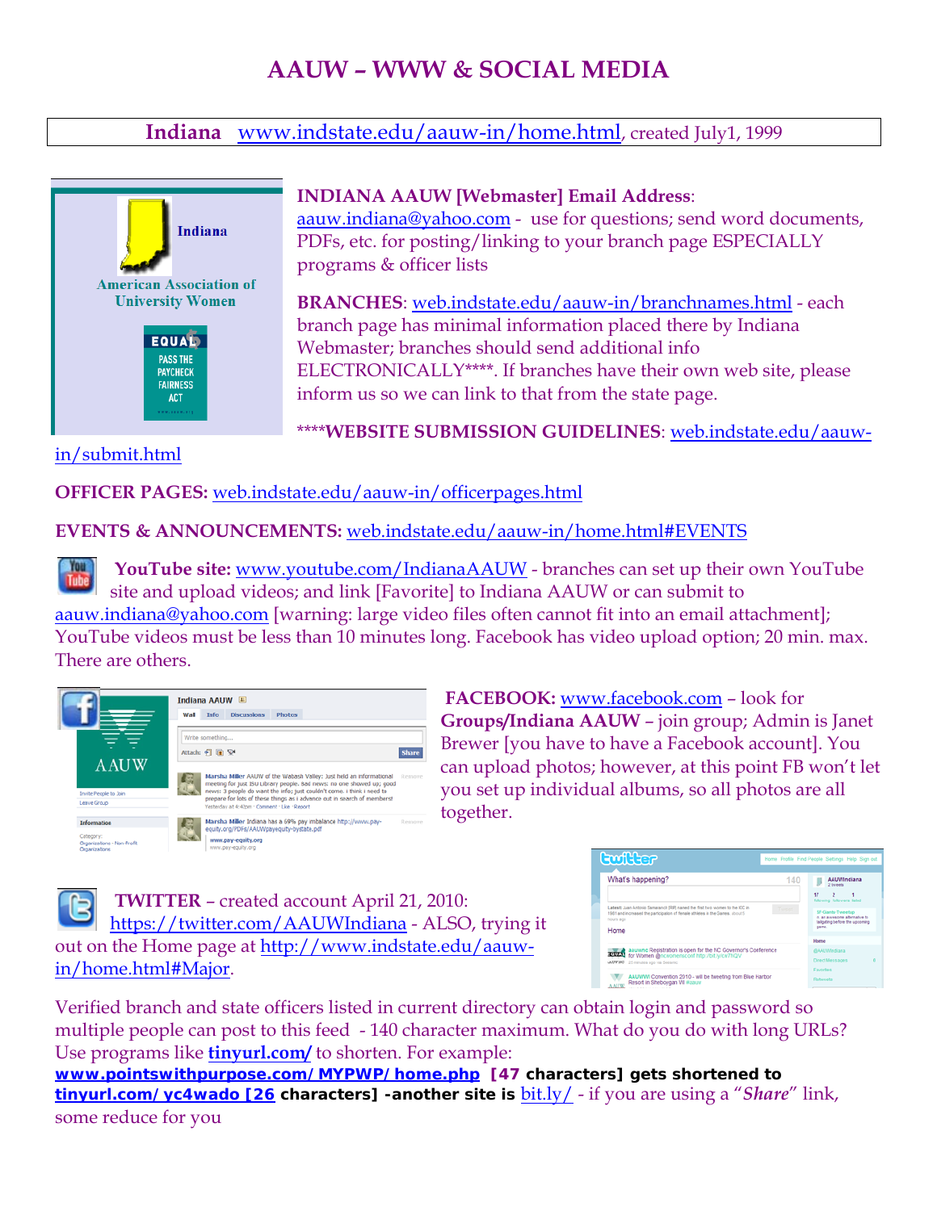# AAUW – WWW & SOCIAL MEDIA

**Indiana** www.indstate.edu/aauw-in/home.html, created July1, 1999

**INDIANA AAUW [Webmaster] Email Address**: aauw.indiana@yahoo.com - use for questions; send word documents, PDFs, etc. for posting/linking to your branch page ESPECIALLY programs & officer lists

**BRANCHES**: web.indstate.edu/aauw-in/branchnames.html - each branch page has minimal information placed there by Indiana Webmaster; branches should send additional info ELECTRONICALLY****. If branches have their own web site, please inform us so we can link to that from the state page.

****WEBSITE SUBMISSION GUIDELINES**: web.indstate.edu/aauw-in/submit.html

**OFFICER PAGES:** web.indstate.edu/aauw-in/officerpages.html

**EVENTS & ANNOUNCEMENTS:** web.indstate.edu/aauw-in/home.html#EVENTS

**YouTube site:** www.youtube.com/IndianaAAUW - branches can set up their own YouTube site and upload videos; and link [Favorite] to Indiana AAUW or can submit to aauw.indiana@yahoo.com [warning: large video files often cannot fit into an email attachment]; YouTube videos must be less than 10 minutes long. Facebook has video upload option; 20 min. max. There are others.

**FACEBOOK:** www.facebook.com – look for **Groups/Indiana AAUW** – join group; Admin is Janet Brewer [you have to have a Facebook account]. You can upload photos; however, at this point FB won't let you set up individual albums, so all photos are all together.

**TWITTER** – created account April 21, 2010: https://twitter.com/AAUWIndiana - ALSO, trying it out on the Home page at http://www.indstate.edu/aauw-in/home.html#Major.

Verified branch and state officers listed in current directory can obtain login and password so multiple people can post to this feed - 140 character maximum. What do you do with long URLs? Use programs like **tinyurl.com/** to shorten. For example: **www.pointswithpurpose.com/MYPWP/home.php [47 characters] gets shortened to tinyurl.com/yc4wado [26 characters] -another site is** bit.ly/ - if you are using a "***Share***" link, some reduce for you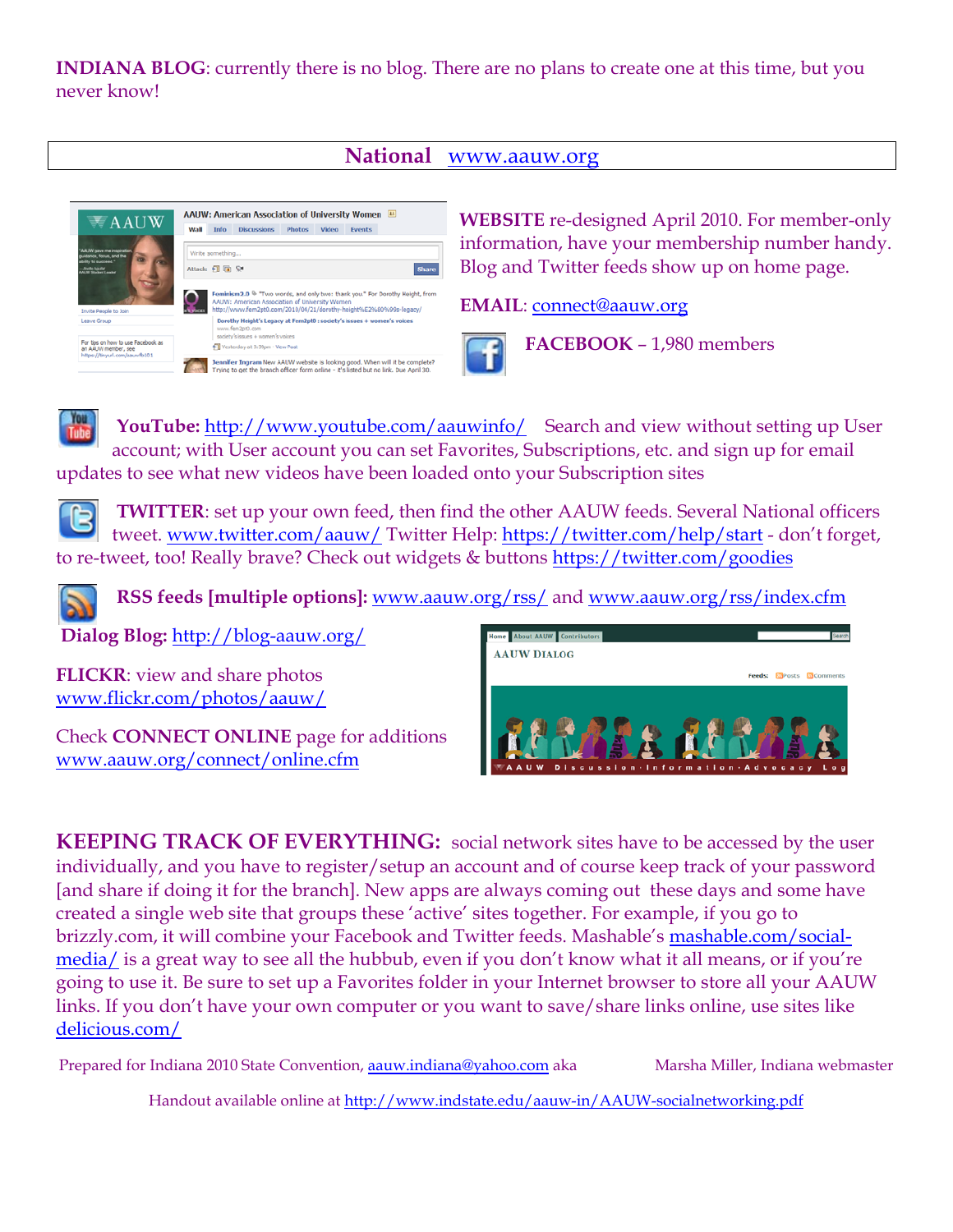**INDIANA BLOG**: currently there is no blog. There are no plans to create one at this time, but you never know!

## National www.aauw.org

**WEBSITE** re-designed April 2010. For member-only information, have your membership number handy. Blog and Twitter feeds show up on home page.

**EMAIL**: connect@aauw.org

**FACEBOOK** – 1,980 members

**YouTube:** http://www.youtube.com/aauwinfo/ Search and view without setting up User account; with User account you can set Favorites, Subscriptions, etc. and sign up for email updates to see what new videos have been loaded onto your Subscription sites

**TWITTER**: set up your own feed, then find the other AAUW feeds. Several National officers tweet. www.twitter.com/aauw/ Twitter Help: https://twitter.com/help/start - don't forget, to re-tweet, too! Really brave? Check out widgets & buttons https://twitter.com/goodies

**RSS feeds [multiple options]:** www.aauw.org/rss/ and www.aauw.org/rss/index.cfm

**Dialog Blog:** http://blog-aauw.org/

**FLICKR**: view and share photos www.flickr.com/photos/aauw/

Check **CONNECT ONLINE** page for additions www.aauw.org/connect/online.cfm

**KEEPING TRACK OF EVERYTHING:** social network sites have to be accessed by the user individually, and you have to register/setup an account and of course keep track of your password [and share if doing it for the branch]. New apps are always coming out these days and some have created a single web site that groups these 'active' sites together. For example, if you go to brizzly.com, it will combine your Facebook and Twitter feeds. Mashable's mashable.com/social-media/ is a great way to see all the hubbub, even if you don't know what it all means, or if you're going to use it. Be sure to set up a Favorites folder in your Internet browser to store all your AAUW links. If you don't have your own computer or you want to save/share links online, use sites like delicious.com/

Prepared for Indiana 2010 State Convention, aauw.indiana@yahoo.com aka Marsha Miller, Indiana webmaster

Handout available online at http://www.indstate.edu/aauw-in/AAUW-socialnetworking.pdf